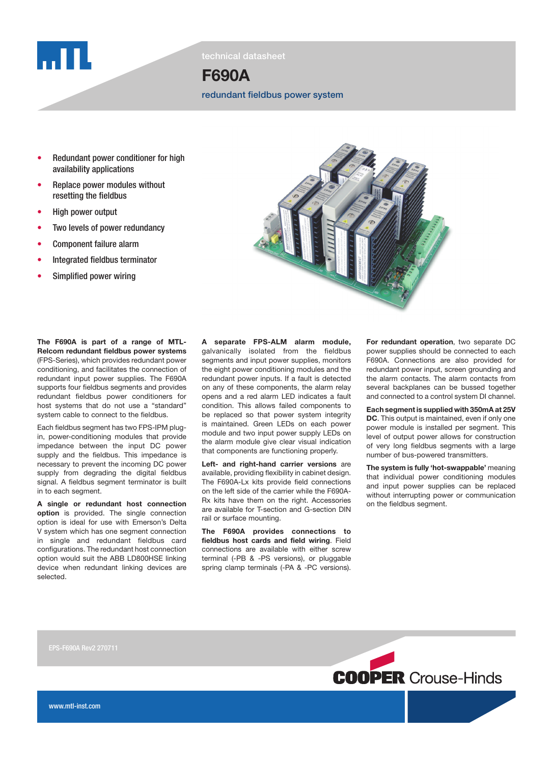technical datasheet

# F690A

## redundant fieldbus power system

- Redundant power conditioner for high availability applications
- Replace power modules without resetting the fieldbus
- High power output
- Two levels of power redundancy
- Component failure alarm
- Integrated fieldbus terminator
- Simplified power wiring

**The F690A is part of a range of MTL-Relcom redundant fieldbus power systems** (FPS-Series), which provides redundant power conditioning, and facilitates the connection of redundant input power supplies. The F690A supports four fieldbus segments and provides redundant fieldbus power conditioners for host systems that do not use a "standard" system cable to connect to the fieldbus.

Each fieldbus segment has two FPS-IPM plug-in, power-conditioning modules that provide impedance between the input DC power supply and the fieldbus. This impedance is necessary to prevent the incoming DC power supply from degrading the digital fieldbus signal. A fieldbus segment terminator is built in to each segment.

**A single or redundant host connection option** is provided. The single connection option is ideal for use with Emerson's Delta V system which has one segment connection in single and redundant fieldbus card configurations. The redundant host connection option would suit the ABB LD800HSE linking device when redundant linking devices are selected.

**A separate FPS-ALM alarm module,** galvanically isolated from the fieldbus segments and input power supplies, monitors the eight power conditioning modules and the redundant power inputs. If a fault is detected on any of these components, the alarm relay opens and a red alarm LED indicates a fault condition. This allows failed components to be replaced so that power system integrity is maintained. Green LEDs on each power module and two input power supply LEDs on the alarm module give clear visual indication that components are functioning properly.

**Left- and right-hand carrier versions** are available, providing flexibility in cabinet design. The F690A-Lx kits provide field connections on the left side of the carrier while the F690A-Rx kits have them on the right. Accessories are available for T-section and G-section DIN rail or surface mounting.

**The F690A provides connections to fieldbus host cards and field wiring.** Field connections are available with either screw terminal (-PB & -PS versions), or pluggable spring clamp terminals (-PA & -PC versions).

**For redundant operation**, two separate DC power supplies should be connected to each F690A. Connections are also provided for redundant power input, screen grounding and the alarm contacts. The alarm contacts from several backplanes can be bussed together and connected to a control system DI channel.

**Each segment is supplied with 350mA at 25V DC**. This output is maintained, even if only one power module is installed per segment. This level of output power allows for construction of very long fieldbus segments with a large number of bus-powered transmitters.

**The system is fully 'hot-swappable'** meaning that individual power conditioning modules and input power supplies can be replaced without interrupting power or communication on the fieldbus segment.

EPS-F690A Rev2 270711

COOPER Crouse-Hinds

www.mtl-inst.com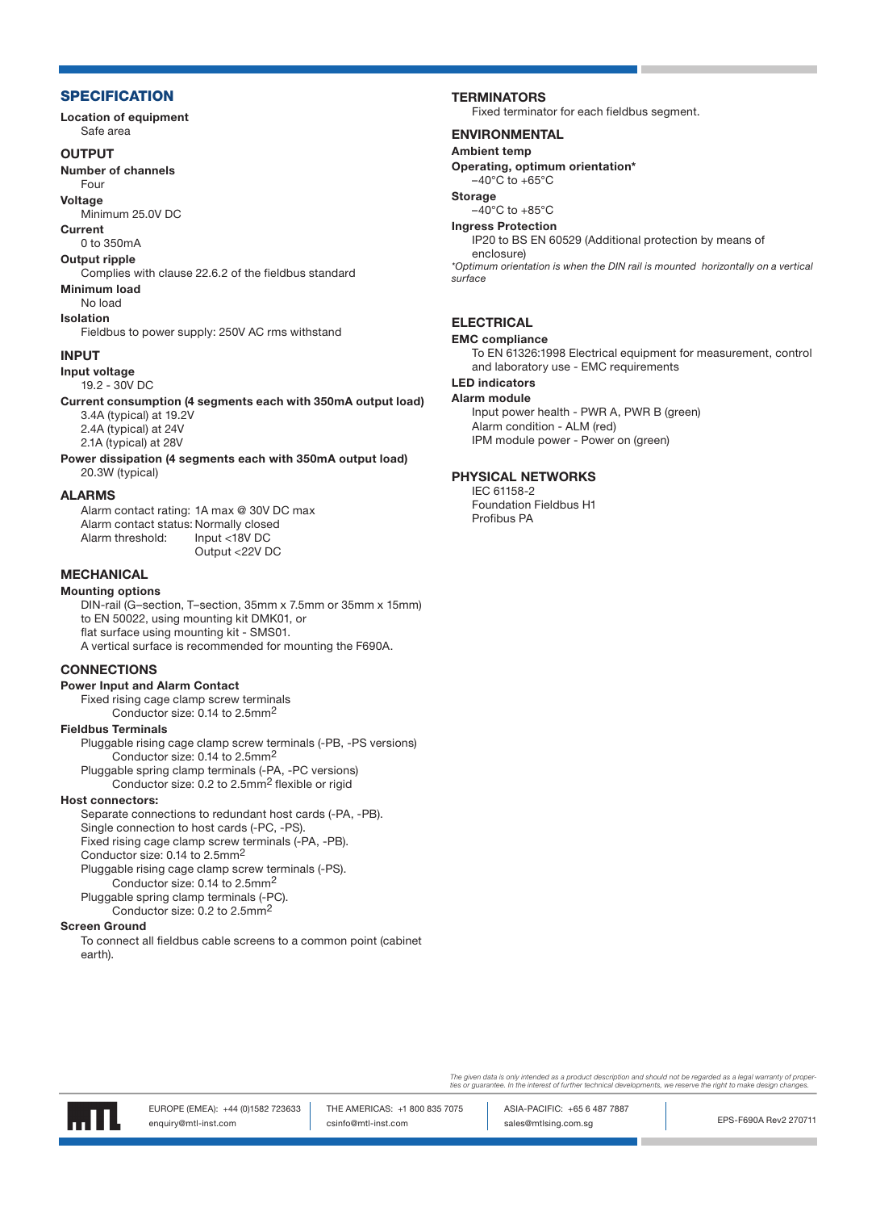## SPECIFICATION

**Location of equipment**
Safe area

### OUTPUT

**Number of channels**
Four

**Voltage**
Minimum 25.0V DC

**Current**
0 to 350mA

**Output ripple**
Complies with clause 22.6.2 of the fieldbus standard

**Minimum load**
No load

**Isolation**
Fieldbus to power supply: 250V AC rms withstand

### INPUT

**Input voltage**
19.2 - 30V DC

**Current consumption (4 segments each with 350mA output load)**
3.4A (typical) at 19.2V
2.4A (typical) at 24V
2.1A (typical) at 28V

**Power dissipation (4 segments each with 350mA output load)**
20.3W (typical)

### ALARMS

Alarm contact rating: 1A max @ 30V DC max
Alarm contact status: Normally closed
Alarm threshold: Input <18V DC
Output <22V DC

### MECHANICAL

**Mounting options**
DIN-rail (G–section, T–section, 35mm x 7.5mm or 35mm x 15mm) to EN 50022, using mounting kit DMK01, or
flat surface using mounting kit - SMS01.
A vertical surface is recommended for mounting the F690A.

### CONNECTIONS

**Power Input and Alarm Contact**
Fixed rising cage clamp screw terminals
Conductor size: 0.14 to 2.5mm$^2$

**Fieldbus Terminals**
Pluggable rising cage clamp screw terminals (-PB, -PS versions)
Conductor size: 0.14 to 2.5mm$^2$
Pluggable spring clamp terminals (-PA, -PC versions)
Conductor size: 0.2 to 2.5mm$^2$ flexible or rigid

**Host connectors:**
Separate connections to redundant host cards (-PA, -PB).
Single connection to host cards (-PC, -PS).
Fixed rising cage clamp screw terminals (-PA, -PB).
Conductor size: 0.14 to 2.5mm$^2$
Pluggable rising cage clamp screw terminals (-PS).
Conductor size: 0.14 to 2.5mm$^2$
Pluggable spring clamp terminals (-PC).
Conductor size: 0.2 to 2.5mm$^2$

**Screen Ground**
To connect all fieldbus cable screens to a common point (cabinet earth).

### TERMINATORS

Fixed terminator for each fieldbus segment.

### ENVIRONMENTAL

**Ambient temp**

**Operating, optimum orientation***
–40°C to +65°C

**Storage**
–40°C to +85°C

**Ingress Protection**
IP20 to BS EN 60529 (Additional protection by means of enclosure)

*\*Optimum orientation is when the DIN rail is mounted horizontally on a vertical surface*

### ELECTRICAL

**EMC compliance**
To EN 61326:1998 Electrical equipment for measurement, control and laboratory use - EMC requirements

**LED indicators**

**Alarm module**
Input power health - PWR A, PWR B (green)
Alarm condition - ALM (red)
IPM module power - Power on (green)

### PHYSICAL NETWORKS

IEC 61158-2
Foundation Fieldbus H1
Profibus PA

*The given data is only intended as a product description and should not be regarded as a legal warranty of properties or guarantee. In the interest of further technical developments, we reserve the right to make design changes.*

EUROPE (EMEA): +44 (0)1582 723633
enquiry@mtl-inst.com

THE AMERICAS: +1 800 835 7075
csinfo@mtl-inst.com

ASIA-PACIFIC: +65 6 487 7887
sales@mtlsing.com.sg

EPS-F690A Rev2 270711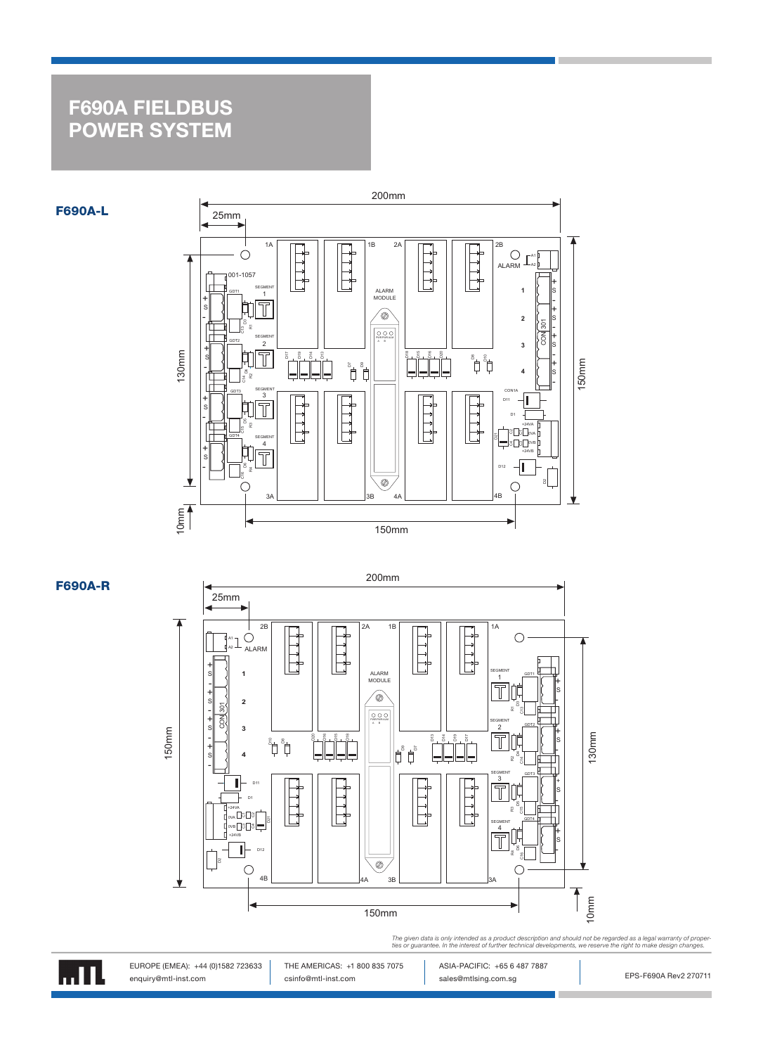# F690A FIELDBUS POWER SYSTEM

## F690A-L

200mm

25mm

130mm

150mm

10mm

150mm

## F690A-R

200mm

25mm

150mm

130mm

150mm

10mm

*The given data is only intended as a product description and should not be regarded as a legal warranty of properties or guarantee. In the interest of further technical developments, we reserve the right to make design changes.*

EUROPE (EMEA): +44 (0)1582 723633
enquiry@mtl-inst.com

THE AMERICAS: +1 800 835 7075
csinfo@mtl-inst.com

ASIA-PACIFIC: +65 6 487 7887
sales@mtlsing.com.sg

EPS-F690A Rev2 270711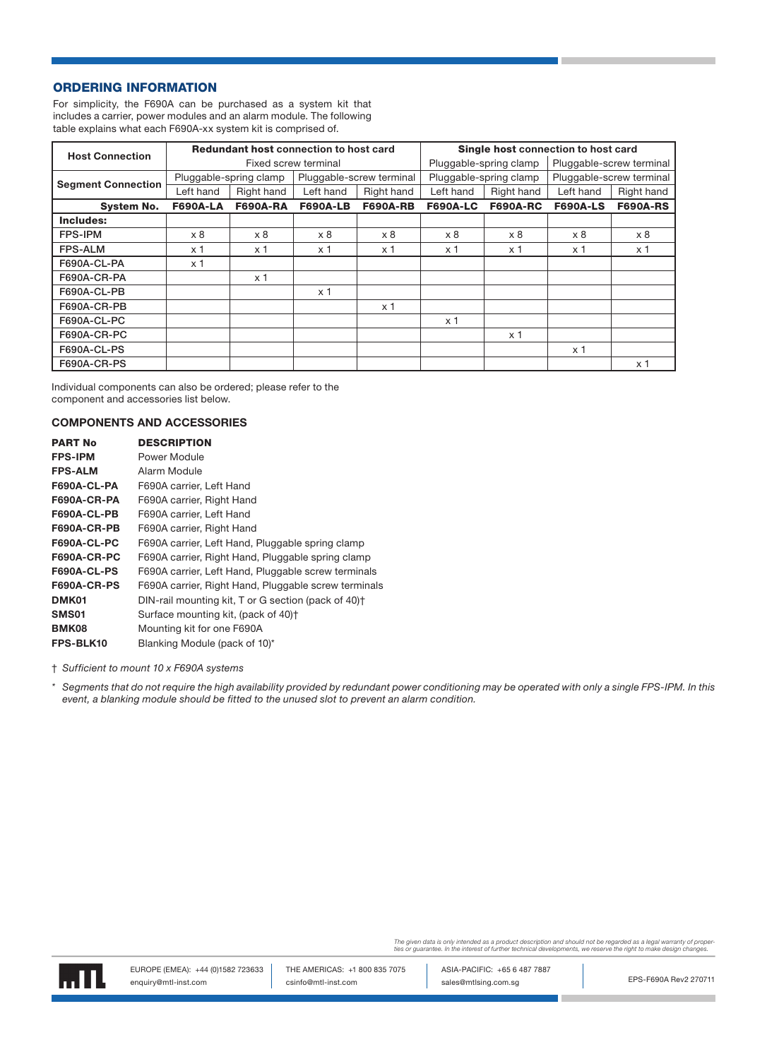## ORDERING INFORMATION

For simplicity, the F690A can be purchased as a system kit that includes a carrier, power modules and an alarm module. The following table explains what each F690A-xx system kit is comprised of.

| Host Connection | Redundant host connection to host card | | | | Single host connection to host card | | | |
|---|---|---|---|---|---|---|---|---|
| | Fixed screw terminal | | | | Pluggable-spring clamp | | Pluggable-screw terminal | |
| Segment Connection | Pluggable-spring clamp | | Pluggable-screw terminal | | | | | |
| | Left hand | Right hand | Left hand | Right hand | Left hand | Right hand | Left hand | Right hand |
| **System No.** | **F690A-LA** | **F690A-RA** | **F690A-LB** | **F690A-RB** | **F690A-LC** | **F690A-RC** | **F690A-LS** | **F690A-RS** |
| **Includes:** | | | | | | | | |
| **FPS-IPM** | x 8 | x 8 | x 8 | x 8 | x 8 | x 8 | x 8 | x 8 |
| **FPS-ALM** | x 1 | x 1 | x 1 | x 1 | x 1 | x 1 | x 1 | x 1 |
| **F690A-CL-PA** | x 1 | | | | | | | |
| **F690A-CR-PA** | | x 1 | | | | | | |
| **F690A-CL-PB** | | | x 1 | | | | | |
| **F690A-CR-PB** | | | | x 1 | | | | |
| **F690A-CL-PC** | | | | | x 1 | | | |
| **F690A-CR-PC** | | | | | | x 1 | | |
| **F690A-CL-PS** | | | | | | | x 1 | |
| **F690A-CR-PS** | | | | | | | | x 1 |

Individual components can also be ordered; please refer to the component and accessories list below.

## COMPONENTS AND ACCESSORIES

| PART No | DESCRIPTION |
|---|---|
| **FPS-IPM** | Power Module |
| **FPS-ALM** | Alarm Module |
| **F690A-CL-PA** | F690A carrier, Left Hand |
| **F690A-CR-PA** | F690A carrier, Right Hand |
| **F690A-CL-PB** | F690A carrier, Left Hand |
| **F690A-CR-PB** | F690A carrier, Right Hand |
| **F690A-CL-PC** | F690A carrier, Left Hand, Pluggable spring clamp |
| **F690A-CR-PC** | F690A carrier, Right Hand, Pluggable spring clamp |
| **F690A-CL-PS** | F690A carrier, Left Hand, Pluggable screw terminals |
| **F690A-CR-PS** | F690A carrier, Right Hand, Pluggable screw terminals |
| **DMK01** | DIN-rail mounting kit, T or G section (pack of 40)† |
| **SMS01** | Surface mounting kit, (pack of 40)† |
| **BMK08** | Mounting kit for one F690A |
| **FPS-BLK10** | Blanking Module (pack of 10)* |

† *Sufficient to mount 10 x F690A systems*

\* *Segments that do not require the high availability provided by redundant power conditioning may be operated with only a single FPS-IPM. In this event, a blanking module should be fitted to the unused slot to prevent an alarm condition.*

*The given data is only intended as a product description and should not be regarded as a legal warranty of properties or guarantee. In the interest of further technical developments, we reserve the right to make design changes.*

EUROPE (EMEA): +44 (0)1582 723633 enquiry@mtl-inst.com

THE AMERICAS: +1 800 835 7075 csinfo@mtl-inst.com

ASIA-PACIFIC: +65 6 487 7887 sales@mtlsing.com.sg

EPS-F690A Rev2 270711